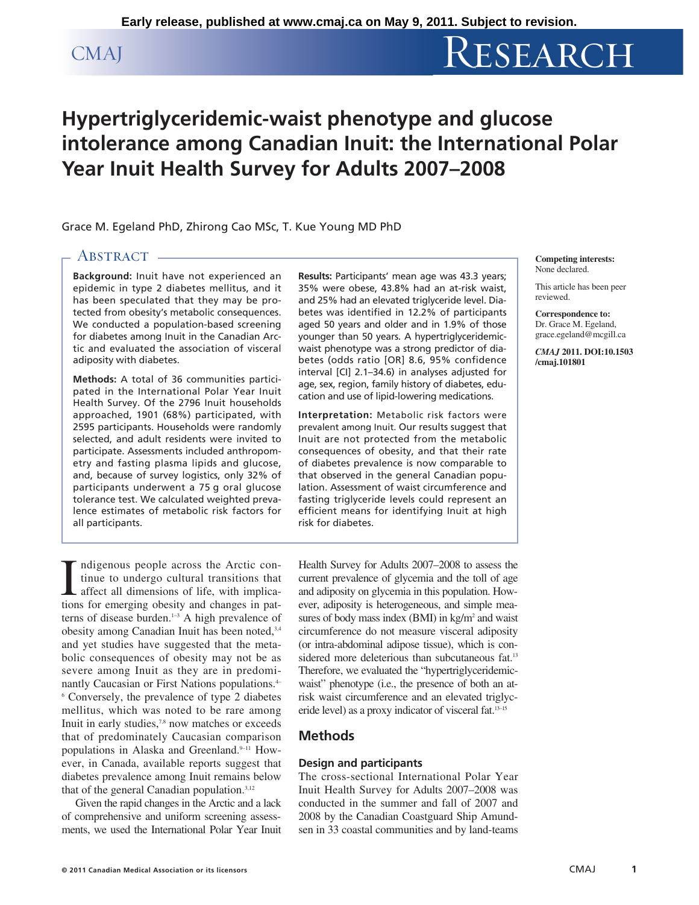Early release, published at www.cmaj.ca on May 9, 2011. Subject to revision.

# Hypertriglyceridemic-waist phenotype and glucose intolerance among Canadian Inuit: the International Polar Year Inuit Health Survey for Adults 2007–2008

Grace M. Egeland PhD, Zhirong Cao MSc, T. Kue Young MD PhD

## Abstract

**Background:** Inuit have not experienced an epidemic in type 2 diabetes mellitus, and it has been speculated that they may be protected from obesity's metabolic consequences. We conducted a population-based screening for diabetes among Inuit in the Canadian Arctic and evaluated the association of visceral adiposity with diabetes.

**Methods:** A total of 36 communities participated in the International Polar Year Inuit Health Survey. Of the 2796 Inuit households approached, 1901 (68%) participated, with 2595 participants. Households were randomly selected, and adult residents were invited to participate. Assessments included anthropometry and fasting plasma lipids and glucose, and, because of survey logistics, only 32% of participants underwent a 75 g oral glucose tolerance test. We calculated weighted prevalence estimates of metabolic risk factors for all participants.

**Results:** Participants' mean age was 43.3 years; 35% were obese, 43.8% had an at-risk waist, and 25% had an elevated triglyceride level. Diabetes was identified in 12.2% of participants aged 50 years and older and in 1.9% of those younger than 50 years. A hypertriglyceridemic-waist phenotype was a strong predictor of diabetes (odds ratio [OR] 8.6, 95% confidence interval [CI] 2.1–34.6) in analyses adjusted for age, sex, region, family history of diabetes, education and use of lipid-lowering medications.

**Interpretation:** Metabolic risk factors were prevalent among Inuit. Our results suggest that Inuit are not protected from the metabolic consequences of obesity, and that their rate of diabetes prevalence is now comparable to that observed in the general Canadian population. Assessment of waist circumference and fasting triglyceride levels could represent an efficient means for identifying Inuit at high risk for diabetes.

**Competing interests:** None declared.

This article has been peer reviewed.

**Correspondence to:** Dr. Grace M. Egeland, grace.egeland@mcgill.ca

*CMAJ* **2011. DOI:10.1503/cmaj.101801**

Indigenous people across the Arctic continue to undergo cultural transitions that affect all dimensions of life, with implications for emerging obesity and changes in patterns of disease burden.[1–3] A high prevalence of obesity among Canadian Inuit has been noted,[3,4] and yet studies have suggested that the metabolic consequences of obesity may not be as severe among Inuit as they are in predominantly Caucasian or First Nations populations.[4–6] Conversely, the prevalence of type 2 diabetes mellitus, which was noted to be rare among Inuit in early studies,[7,8] now matches or exceeds that of predominately Caucasian comparison populations in Alaska and Greenland.[9–11] However, in Canada, available reports suggest that diabetes prevalence among Inuit remains below that of the general Canadian population.[3,12]

Given the rapid changes in the Arctic and a lack of comprehensive and uniform screening assessments, we used the International Polar Year Inuit Health Survey for Adults 2007–2008 to assess the current prevalence of glycemia and the toll of age and adiposity on glycemia in this population. However, adiposity is heterogeneous, and simple measures of body mass index (BMI) in kg/m$^2$ and waist circumference do not measure visceral adiposity (or intra-abdominal adipose tissue), which is considered more deleterious than subcutaneous fat.[13] Therefore, we evaluated the "hypertriglyceridemic-waist" phenotype (i.e., the presence of both an at-risk waist circumference and an elevated triglyceride level) as a proxy indicator of visceral fat.[13–15]

## Methods

### Design and participants

The cross-sectional International Polar Year Inuit Health Survey for Adults 2007–2008 was conducted in the summer and fall of 2007 and 2008 by the Canadian Coastguard Ship Amundsen in 33 coastal communities and by land-teams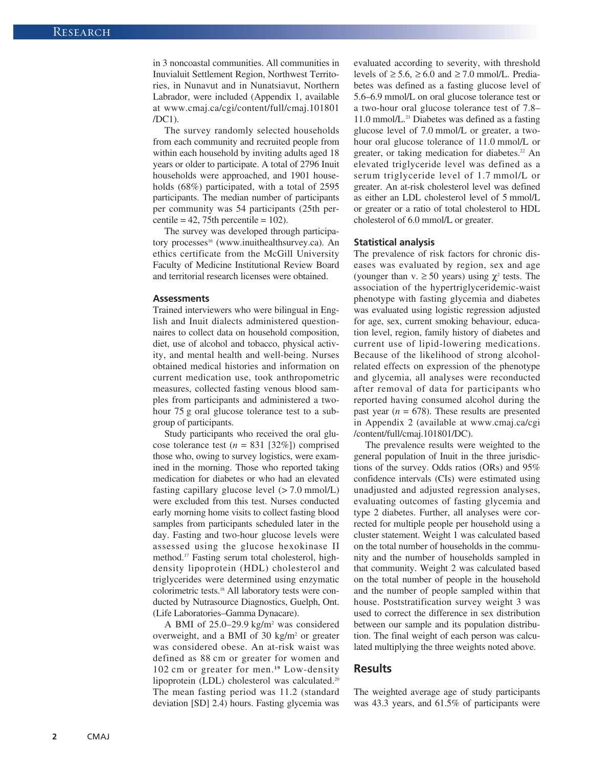in 3 noncoastal communities. All communities in Inuvialuit Settlement Region, Northwest Territories, in Nunavut and in Nunatsiavut, Northern Labrador, were included (Appendix 1, available at www.cmaj.ca/cgi/content/full/cmaj.101801/DC1).

The survey randomly selected households from each community and recruited people from within each household by inviting adults aged 18 years or older to participate. A total of 2796 Inuit households were approached, and 1901 households (68%) participated, with a total of 2595 participants. The median number of participants per community was 54 participants (25th percentile = 42, 75th percentile = 102).

The survey was developed through participatory processes[16] (www.inuithealthsurvey.ca). An ethics certificate from the McGill University Faculty of Medicine Institutional Review Board and territorial research licenses were obtained.

### Assessments

Trained interviewers who were bilingual in English and Inuit dialects administered questionnaires to collect data on household composition, diet, use of alcohol and tobacco, physical activity, and mental health and well-being. Nurses obtained medical histories and information on current medication use, took anthropometric measures, collected fasting venous blood samples from participants and administered a two-hour 75 g oral glucose tolerance test to a subgroup of participants.

Study participants who received the oral glucose tolerance test ($n$ = 831 [32%]) comprised those who, owing to survey logistics, were examined in the morning. Those who reported taking medication for diabetes or who had an elevated fasting capillary glucose level (> 7.0 mmol/L) were excluded from this test. Nurses conducted early morning home visits to collect fasting blood samples from participants scheduled later in the day. Fasting and two-hour glucose levels were assessed using the glucose hexokinase II method.[17] Fasting serum total cholesterol, high-density lipoprotein (HDL) cholesterol and triglycerides were determined using enzymatic colorimetric tests.[18] All laboratory tests were conducted by Nutrasource Diagnostics, Guelph, Ont. (Life Laboratories–Gamma Dynacare).

A BMI of 25.0–29.9 kg/m$^2$ was considered overweight, and a BMI of 30 kg/m$^2$ or greater was considered obese. An at-risk waist was defined as 88 cm or greater for women and 102 cm or greater for men.[19] Low-density lipoprotein (LDL) cholesterol was calculated.[20] The mean fasting period was 11.2 (standard deviation [SD] 2.4) hours. Fasting glycemia was evaluated according to severity, with threshold levels of ≥ 5.6, ≥ 6.0 and ≥ 7.0 mmol/L. Prediabetes was defined as a fasting glucose level of 5.6–6.9 mmol/L on oral glucose tolerance test or a two-hour oral glucose tolerance test of 7.8–11.0 mmol/L.[21] Diabetes was defined as a fasting glucose level of 7.0 mmol/L or greater, a two-hour oral glucose tolerance of 11.0 mmol/L or greater, or taking medication for diabetes.[22] An elevated triglyceride level was defined as a serum triglyceride level of 1.7 mmol/L or greater. An at-risk cholesterol level was defined as either an LDL cholesterol level of 5 mmol/L or greater or a ratio of total cholesterol to HDL cholesterol of 6.0 mmol/L or greater.

### Statistical analysis

The prevalence of risk factors for chronic diseases was evaluated by region, sex and age (younger than v. ≥ 50 years) using $\chi^2$ tests. The association of the hypertriglyceridemic-waist phenotype with fasting glycemia and diabetes was evaluated using logistic regression adjusted for age, sex, current smoking behaviour, education level, region, family history of diabetes and current use of lipid-lowering medications. Because of the likelihood of strong alcohol-related effects on expression of the phenotype and glycemia, all analyses were reconducted after removal of data for participants who reported having consumed alcohol during the past year ($n$ = 678). These results are presented in Appendix 2 (available at www.cmaj.ca/cgi/content/full/cmaj.101801/DC).

The prevalence results were weighted to the general population of Inuit in the three jurisdictions of the survey. Odds ratios (ORs) and 95% confidence intervals (CIs) were estimated using unadjusted and adjusted regression analyses, evaluating outcomes of fasting glycemia and type 2 diabetes. Further, all analyses were corrected for multiple people per household using a cluster statement. Weight 1 was calculated based on the total number of households in the community and the number of households sampled in that community. Weight 2 was calculated based on the total number of people in the household and the number of people sampled within that house. Poststratification survey weight 3 was used to correct the difference in sex distribution between our sample and its population distribution. The final weight of each person was calculated multiplying the three weights noted above.

## Results

The weighted average age of study participants was 43.3 years, and 61.5% of participants were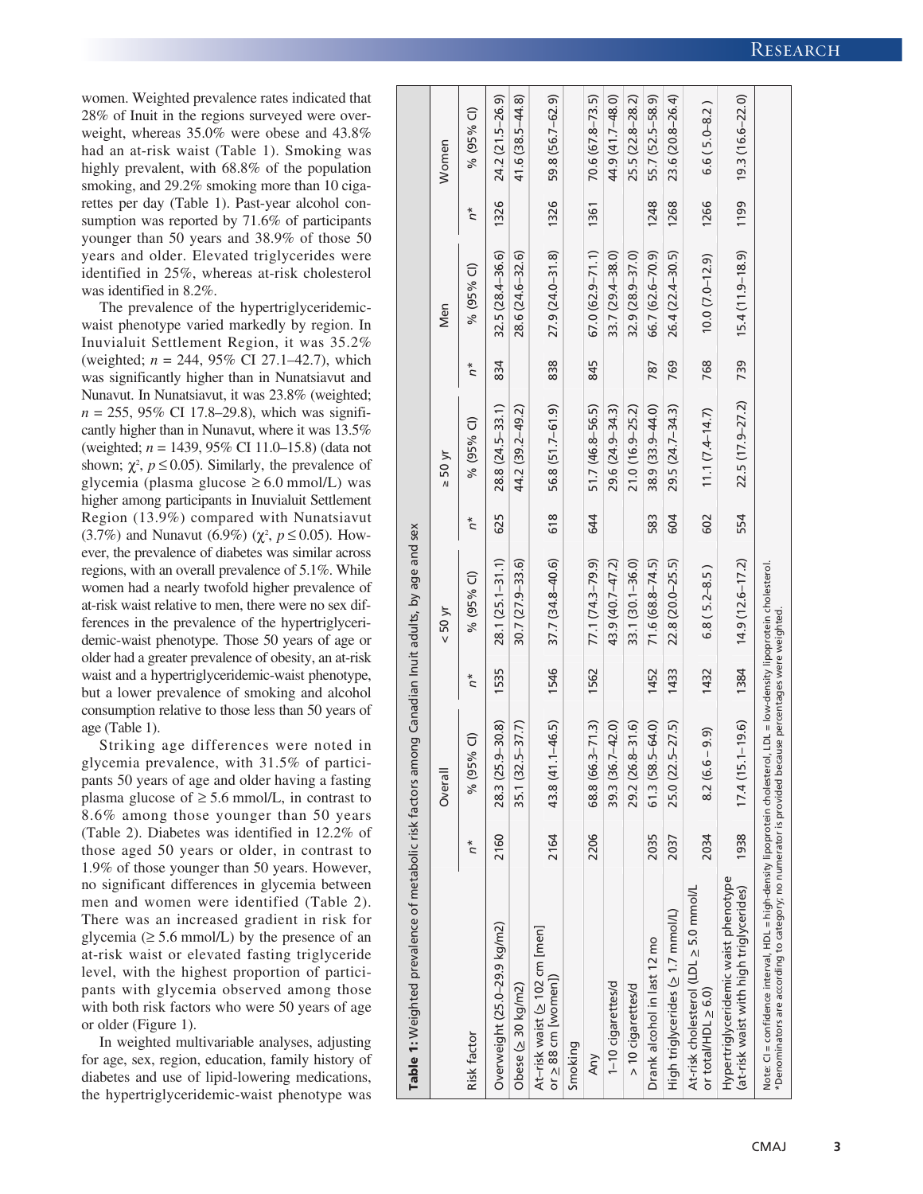women. Weighted prevalence rates indicated that 28% of Inuit in the regions surveyed were overweight, whereas 35.0% were obese and 43.8% had an at-risk waist (Table 1). Smoking was highly prevalent, with 68.8% of the population smoking, and 29.2% smoking more than 10 cigarettes per day (Table 1). Past-year alcohol consumption was reported by 71.6% of participants younger than 50 years and 38.9% of those 50 years and older. Elevated triglycerides were identified in 25%, whereas at-risk cholesterol was identified in 8.2%.

The prevalence of the hypertriglyceridemic-waist phenotype varied markedly by region. In Inuvialuit Settlement Region, it was 35.2% (weighted; $n$ = 244, 95% CI 27.1–42.7), which was significantly higher than in Nunatsiavut and Nunavut. In Nunatsiavut, it was 23.8% (weighted; $n$ = 255, 95% CI 17.8–29.8), which was significantly higher than in Nunavut, where it was 13.5% (weighted; $n$ = 1439, 95% CI 11.0–15.8) (data not shown; $\chi^2$, $p \leq 0.05$). Similarly, the prevalence of glycemia (plasma glucose ≥ 6.0 mmol/L) was higher among participants in Inuvialuit Settlement Region (13.9%) compared with Nunatsiavut (3.7%) and Nunavut (6.9%) ($\chi^2$, $p \leq 0.05$). However, the prevalence of diabetes was similar across regions, with an overall prevalence of 5.1%. While women had a nearly twofold higher prevalence of at-risk waist relative to men, there were no sex differences in the prevalence of the hypertriglyceridemic-waist phenotype. Those 50 years of age or older had a greater prevalence of obesity, an at-risk waist and a hypertriglyceridemic-waist phenotype, but a lower prevalence of smoking and alcohol consumption relative to those less than 50 years of age (Table 1).

Striking age differences were noted in glycemia prevalence, with 31.5% of participants 50 years of age and older having a fasting plasma glucose of ≥ 5.6 mmol/L, in contrast to 8.6% among those younger than 50 years (Table 2). Diabetes was identified in 12.2% of those aged 50 years or older, in contrast to 1.9% of those younger than 50 years. However, no significant differences in glycemia between men and women were identified (Table 2). There was an increased gradient in risk for glycemia (≥ 5.6 mmol/L) by the presence of an at-risk waist or elevated fasting triglyceride level, with the highest proportion of participants with glycemia observed among those with both risk factors who were 50 years of age or older (Figure 1).

In weighted multivariable analyses, adjusting for age, sex, region, education, family history of diabetes and use of lipid-lowering medications, the hypertriglyceridemic-waist phenotype was

**Table 1:** Weighted prevalence of metabolic risk factors among Canadian Inuit adults, by age and sex

| Risk factor | Overall | | < 50 yr | | ≥ 50 yr | | Men | | Women | |
|---|---|---|---|---|---|---|---|---|---|---|
| | $n$* | % (95% CI) | $n$* | % (95% CI) | $n$* | % (95% CI) | $n$* | % (95% CI) | $n$* | % (95% CI) |
| Overweight (25.0–29.9 kg/m2) | 2160 | 28.3 (25.9–30.8) | 1535 | 28.1 (25.1–31.1) | 625 | 28.8 (24.5–33.1) | 834 | 32.5 (28.4–36.6) | 1326 | 24.2 (21.5–26.9) |
| Obese (≥ 30 kg/m2) | | 35.1 (32.5–37.7) | | 30.7 (27.9–33.6) | | 44.2 (39.2–49.2) | | 28.6 (24.6–32.6) | | 41.6 (38.5–44.8) |
| At-risk waist (≥ 102 cm [men] or ≥ 88 cm [women]) | 2164 | 43.8 (41.1–46.5) | 1546 | 37.7 (34.8–40.6) | 618 | 56.8 (51.7–61.9) | 838 | 27.9 (24.0–31.8) | 1326 | 59.8 (56.7–62.9) |
| Smoking | | | | | | | | | | |
| Any | 2206 | 68.8 (66.3–71.3) | 1562 | 77.1 (74.3–79.9) | 644 | 51.7 (46.8–56.5) | 845 | 67.0 (62.9–71.1) | 1361 | 70.6 (67.8–73.5) |
| 1–10 cigarettes/d | | 39.3 (36.7–42.0) | | 43.9 (40.7–47.2) | | 29.6 (24.9–34.3) | | 33.7 (29.4–38.0) | | 44.9 (41.7–48.0) |
| > 10 cigarettes/d | | 29.2 (26.8–31.6) | | 33.1 (30.1–36.0) | | 21.0 (16.9–25.2) | | 32.9 (28.9–37.0) | | 25.5 (22.8–28.2) |
| Drank alcohol in last 12 mo | 2035 | 61.3 (58.5–64.0) | 1452 | 71.6 (68.8–74.5) | 583 | 38.9 (33.9–44.0) | 787 | 66.7 (62.6–70.9) | 1248 | 55.7 (52.5–58.9) |
| High triglycerides (≥ 1.7 mmol/L) | 2037 | 25.0 (22.5–27.5) | 1433 | 22.8 (20.0–25.5) | 604 | 29.5 (24.7–34.3) | 769 | 26.4 (22.4–30.5) | 1268 | 23.6 (20.8–26.4) |
| At-risk cholesterol (LDL ≥ 5.0 mmol/L or total/HDL ≥ 6.0) | 2034 | 8.2 (6.6 – 9.9) | 1432 | 6.8 ( 5.2–8.5 ) | 602 | 11.1 (7.4–14.7) | 768 | 10.0 (7.0–12.9) | 1266 | 6.6 ( 5.0–8.2 ) |
| Hypertriglyceridemic waist phenotype (at-risk waist with high triglycerides) | 1938 | 17.4 (15.1–19.6) | 1384 | 14.9 (12.6–17.2) | 554 | 22.5 (17.9–27.2) | 739 | 15.4 (11.9–18.9) | 1199 | 19.3 (16.6–22.0) |

Note: CI = confidence interval, HDL = high-density lipoprotein cholesterol, LDL = low-density lipoprotein cholesterol.
*Denominators are according to category; no numerator is provided because percentages were weighted.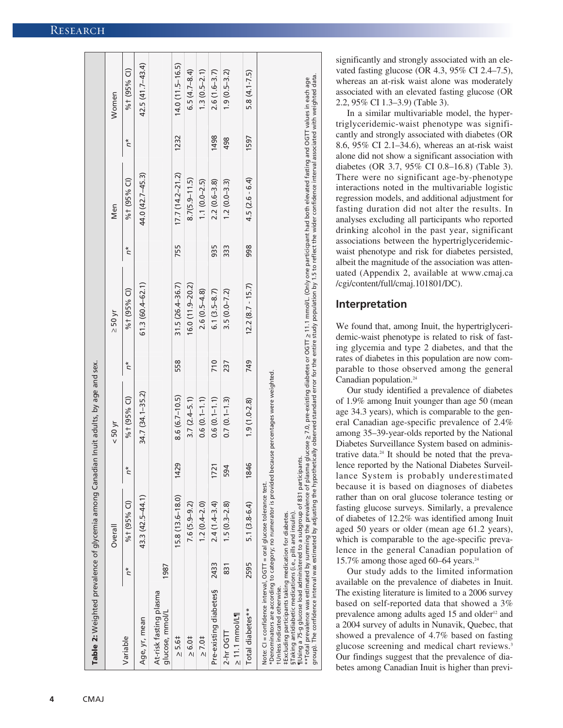**Table 2:** Weighted prevalence of glycemia among Canadian Inuit adults, by age and sex.

| Variable | Overall | | < 50 yr | | ≥ 50 yr | | Men | | Women | |
|---|---|---|---|---|---|---|---|---|---|---|
| | n* | %† (95% CI) | n* | %† (95% CI) | n* | %† (95% CI) | n* | %† (95% CI) | n* | %† (95% CI) |
| Age, yr, mean | | 43.3 (42.5–44.1) | | 34.7 (34.1–35.2) | | 61.3 (60.4–62.1) | | 44.0 (42.7–45.3) | | 42.5 (41.7–43.4) |
| At-risk fasting plasma glucose, mmol/L | 1987 | | | | | | | | | |
| ≥ 5.6‡ | | 15.8 (13.6–18.0) | 1429 | 8.6 (6.7–10.5) | 558 | 31.5 (26.4–36.7) | 755 | 17.7 (14.2–21.2) | 1232 | 14.0 (11.5–16.5) |
| ≥ 6.0‡ | | 7.6 (5.9–9.2) | | 3.7 (2.4–5.1) | | 16.0 (11.9–20.2) | | 8.7(5.9–11.5) | | 6.5 (4.7–8.4) |
| ≥ 7.0‡ | | 1.2 (0.4–2.0) | | 0.6 (0.1–1.1) | | 2.6 (0.5–4.8) | | 1.1 (0.0–2.5) | | 1.3 (0.5–2.1) |
| Pre-existing diabetes§ | 2433 | 2.4 (1.4–3.4) | 1721 | 0.6 (0.1–1.1) | 710 | 6.1 (3.5–8.7) | 935 | 2.2 (0.6–3.8) | 1498 | 2.6 (1.6–3.7) |
| 2-hr OGTT ≥ 11.1 mmol/L¶ | 831 | 1.5 (0.3–2.8) | 594 | 0.7 (0.1–1.3) | 237 | 3.5 (0.0–7.2) | 333 | 1.2 (0.0–3.3) | 498 | 1.9 (0.5–3.2) |
| Total diabetes** | 2595 | 5.1 (3.8-6.4) | 1846 | 1.9 (1.0-2.8) | 749 | 12.2 (8.7 - 15.7) | 998 | 4.5 (2.6 - 6.4) | 1597 | 5.8 (4.1-7.5) |

Note: CI = confidence interval, OGTT = oral glucose tolerance test.
*Denominators are according to category; no numerator is provided because percentages were weighted.
†Unless indicated otherwise.
‡Excluding participants taking medication for diabetes.
§Taking antidiabetic medications (i.e., pills and insulin).
¶Using a 75-g glucose load administered to a subgroup of 831 participants.
**Total prevalence was estimated by summing the prevalence of plasma glucose ≥ 7.0, pre-existing diabetes or OGTT ≥ 11.1 mmol/L. (Only one participant had both elevated fasting and OGTT values in each age group). The confidence interval was estimated by adjusting the hypothetically observed standard error for the entire study population by 1.5 to reflect the wider confidence interval associated with weighted data.

significantly and strongly associated with an elevated fasting glucose (OR 4.3, 95% CI 2.4–7.5), whereas an at-risk waist alone was moderately associated with an elevated fasting glucose (OR 2.2, 95% CI 1.3–3.9) (Table 3).

In a similar multivariable model, the hypertriglyceridemic-waist phenotype was significantly and strongly associated with diabetes (OR 8.6, 95% CI 2.1–34.6), whereas an at-risk waist alone did not show a significant association with diabetes (OR 3.7, 95% CI 0.8–16.8) (Table 3). There were no significant age-by-phenotype interactions noted in the multivariable logistic regression models, and additional adjustment for fasting duration did not alter the results. In analyses excluding all participants who reported drinking alcohol in the past year, significant associations between the hypertriglyceridemic-waist phenotype and risk for diabetes persisted, albeit the magnitude of the association was attenuated (Appendix 2, available at www.cmaj.ca/cgi/content/full/cmaj.101801/DC).

## Interpretation

We found that, among Inuit, the hypertriglyceridemic-waist phenotype is related to risk of fasting glycemia and type 2 diabetes, and that the rates of diabetes in this population are now comparable to those observed among the general Canadian population.[24]

Our study identified a prevalence of diabetes of 1.9% among Inuit younger than age 50 (mean age 34.3 years), which is comparable to the general Canadian age-specific prevalence of 2.4% among 35–39-year-olds reported by the National Diabetes Surveillance System based on administrative data.[24] It should be noted that the prevalence reported by the National Diabetes Surveillance System is probably underestimated because it is based on diagnoses of diabetes rather than on oral glucose tolerance testing or fasting glucose surveys. Similarly, a prevalence of diabetes of 12.2% was identified among Inuit aged 50 years or older (mean age 61.2 years), which is comparable to the age-specific prevalence in the general Canadian population of 15.7% among those aged 60–64 years.[24]

Our study adds to the limited information available on the prevalence of diabetes in Inuit. The existing literature is limited to a 2006 survey based on self-reported data that showed a 3% prevalence among adults aged 15 and older[12] and a 2004 survey of adults in Nunavik, Quebec, that showed a prevalence of 4.7% based on fasting glucose screening and medical chart reviews.[3] Our findings suggest that the prevalence of diabetes among Canadian Inuit is higher than previ-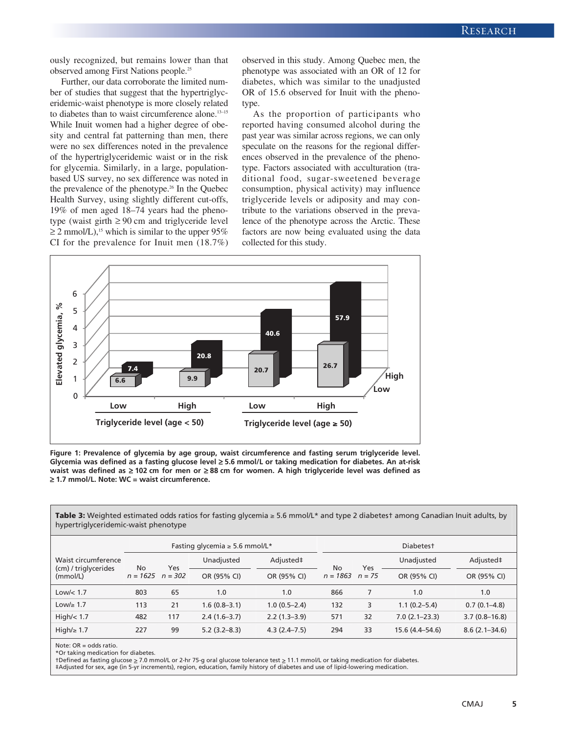ously recognized, but remains lower than that observed among First Nations people.[25]

Further, our data corroborate the limited number of studies that suggest that the hypertriglyceridemic-waist phenotype is more closely related to diabetes than to waist circumference alone.[13–15] While Inuit women had a higher degree of obesity and central fat patterning than men, there were no sex differences noted in the prevalence of the hypertriglyceridemic waist or in the risk for glycemia. Similarly, in a large, population-based US survey, no sex difference was noted in the prevalence of the phenotype.[26] In the Quebec Health Survey, using slightly different cut-offs, 19% of men aged 18–74 years had the phenotype (waist girth ≥ 90 cm and triglyceride level ≥ 2 mmol/L),[15] which is similar to the upper 95% CI for the prevalence for Inuit men (18.7%) observed in this study. Among Quebec men, the phenotype was associated with an OR of 12 for diabetes, which was similar to the unadjusted OR of 15.6 observed for Inuit with the phenotype.

As the proportion of participants who reported having consumed alcohol during the past year was similar across regions, we can only speculate on the reasons for the regional differences observed in the prevalence of the phenotype. Factors associated with acculturation (traditional food, sugar-sweetened beverage consumption, physical activity) may influence triglyceride levels or adiposity and may contribute to the variations observed in the prevalence of the phenotype across the Arctic. These factors are now being evaluated using the data collected for this study.

**Figure 1: Prevalence of glycemia by age group, waist circumference and fasting serum triglyceride level. Glycemia was defined as a fasting glucose level ≥ 5.6 mmol/L or taking medication for diabetes. An at-risk waist was defined as ≥ 102 cm for men or ≥ 88 cm for women. A high triglyceride level was defined as ≥ 1.7 mmol/L. Note: WC = waist circumference.**

**Table 3:** Weighted estimated odds ratios for fasting glycemia ≥ 5.6 mmol/L* and type 2 diabetes† among Canadian Inuit adults, by hypertriglyceridemic-waist phenotype

| Waist circumference (cm) / triglycerides (mmol/L) | Fasting glycemia ≥ 5.6 mmol/L* | | | | Diabetes† | | | |
|---|---|---|---|---|---|---|---|---|
| | No n = 1625 | Yes n = 302 | Unadjusted OR (95% CI) | Adjusted‡ OR (95% CI) | No n = 1863 | Yes n = 75 | Unadjusted OR (95% CI) | Adjusted‡ OR (95% CI) |
| Low/< 1.7 | 803 | 65 | 1.0 | 1.0 | 866 | 7 | 1.0 | 1.0 |
| Low/≥ 1.7 | 113 | 21 | 1.6 (0.8–3.1) | 1.0 (0.5–2.4) | 132 | 3 | 1.1 (0.2–5.4) | 0.7 (0.1–4.8) |
| High/< 1.7 | 482 | 117 | 2.4 (1.6–3.7) | 2.2 (1.3–3.9) | 571 | 32 | 7.0 (2.1–23.3) | 3.7 (0.8–16.8) |
| High/≥ 1.7 | 227 | 99 | 5.2 (3.2–8.3) | 4.3 (2.4–7.5) | 294 | 33 | 15.6 (4.4–54.6) | 8.6 (2.1–34.6) |

Note: OR = odds ratio.
*Or taking medication for diabetes.
†Defined as fasting glucose ≥ 7.0 mmol/L or 2-hr 75-g oral glucose tolerance test ≥ 11.1 mmol/L or taking medication for diabetes.
‡Adjusted for sex, age (in 5-yr increments), region, education, family history of diabetes and use of lipid-lowering medication.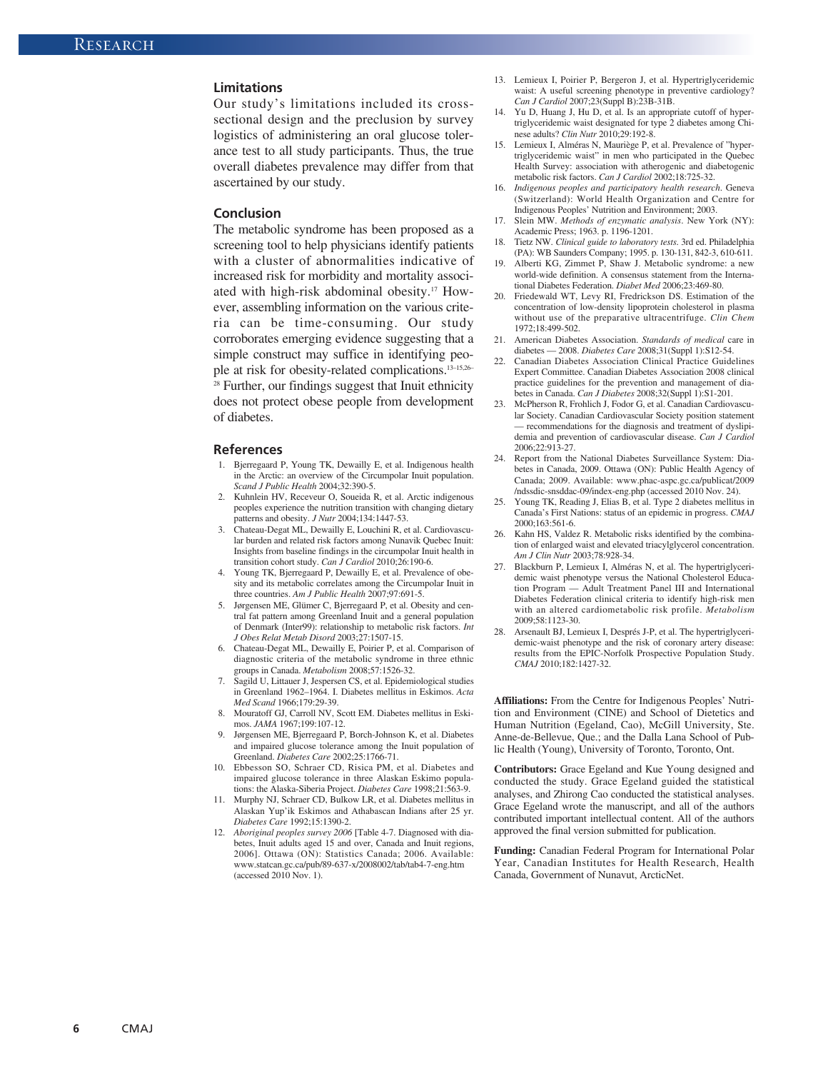## Limitations

Our study's limitations included its cross-sectional design and the preclusion by survey logistics of administering an oral glucose tolerance test to all study participants. Thus, the true overall diabetes prevalence may differ from that ascertained by our study.

## Conclusion

The metabolic syndrome has been proposed as a screening tool to help physicians identify patients with a cluster of abnormalities indicative of increased risk for morbidity and mortality associated with high-risk abdominal obesity.[17] However, assembling information on the various criteria can be time-consuming. Our study corroborates emerging evidence suggesting that a simple construct may suffice in identifying people at risk for obesity-related complications.[13–15,26–28] Further, our findings suggest that Inuit ethnicity does not protect obese people from development of diabetes.

## References

1. Bjerregaard P, Young TK, Dewailly E, et al. Indigenous health in the Arctic: an overview of the Circumpolar Inuit population. *Scand J Public Health* 2004;32:390-5.
2. Kuhnlein HV, Receveur O, Soueida R, et al. Arctic indigenous peoples experience the nutrition transition with changing dietary patterns and obesity. *J Nutr* 2004;134:1447-53.
3. Chateau-Degat ML, Dewailly E, Louchini R, et al. Cardiovascular burden and related risk factors among Nunavik Quebec Inuit: Insights from baseline findings in the circumpolar Inuit health in transition cohort study. *Can J Cardiol* 2010;26:190-6.
4. Young TK, Bjerregaard P, Dewailly E, et al. Prevalence of obesity and its metabolic correlates among the Circumpolar Inuit in three countries. *Am J Public Health* 2007;97:691-5.
5. Jørgensen ME, Glümer C, Bjerregaard P, et al. Obesity and central fat pattern among Greenland Inuit and a general population of Denmark (Inter99): relationship to metabolic risk factors. *Int J Obes Relat Metab Disord* 2003;27:1507-15.
6. Chateau-Degat ML, Dewailly E, Poirier P, et al. Comparison of diagnostic criteria of the metabolic syndrome in three ethnic groups in Canada. *Metabolism* 2008;57:1526-32.
7. Sagild U, Littauer J, Jespersen CS, et al. Epidemiological studies in Greenland 1962–1964. I. Diabetes mellitus in Eskimos. *Acta Med Scand* 1966;179:29-39.
8. Mouratoff GJ, Carroll NV, Scott EM. Diabetes mellitus in Eskimos. *JAMA* 1967;199:107-12.
9. Jørgensen ME, Bjerregaard P, Borch-Johnson K, et al. Diabetes and impaired glucose tolerance among the Inuit population of Greenland. *Diabetes Care* 2002;25:1766-71.
10. Ebbesson SO, Schraer CD, Risica PM, et al. Diabetes and impaired glucose tolerance in three Alaskan Eskimo populations: the Alaska-Siberia Project. *Diabetes Care* 1998;21:563-9.
11. Murphy NJ, Schraer CD, Bulkow LR, et al. Diabetes mellitus in Alaskan Yup'ik Eskimos and Athabascan Indians after 25 yr. *Diabetes Care* 1992;15:1390-2.
12. *Aboriginal peoples survey 2006* [Table 4-7. Diagnosed with diabetes, Inuit adults aged 15 and over, Canada and Inuit regions, 2006]. Ottawa (ON): Statistics Canada; 2006. Available: www.statcan.gc.ca/pub/89-637-x/2008002/tab/tab4-7-eng.htm (accessed 2010 Nov. 1).
13. Lemieux I, Poirier P, Bergeron J, et al. Hypertriglyceridemic waist: A useful screening phenotype in preventive cardiology? *Can J Cardiol* 2007;23(Suppl B):23B-31B.
14. Yu D, Huang J, Hu D, et al. Is an appropriate cutoff of hypertriglyceridemic waist designated for type 2 diabetes among Chinese adults? *Clin Nutr* 2010;29:192-8.
15. Lemieux I, Alméras N, Mauriège P, et al. Prevalence of "hypertriglyceridemic waist" in men who participated in the Quebec Health Survey: association with atherogenic and diabetogenic metabolic risk factors. *Can J Cardiol* 2002;18:725-32.
16. *Indigenous peoples and participatory health research*. Geneva (Switzerland): World Health Organization and Centre for Indigenous Peoples' Nutrition and Environment; 2003.
17. Slein MW. *Methods of enzymatic analysis*. New York (NY): Academic Press; 1963. p. 1196-1201.
18. Tietz NW. *Clinical guide to laboratory tests*. 3rd ed. Philadelphia (PA): WB Saunders Company; 1995. p. 130-131, 842-3, 610-611.
19. Alberti KG, Zimmet P, Shaw J. Metabolic syndrome: a new world-wide definition. A consensus statement from the International Diabetes Federation. *Diabet Med* 2006;23:469-80.
20. Friedewald WT, Levy RI, Fredrickson DS. Estimation of the concentration of low-density lipoprotein cholesterol in plasma without use of the preparative ultracentrifuge. *Clin Chem* 1972;18:499-502.
21. American Diabetes Association. *Standards of medical* care in diabetes — 2008. *Diabetes Care* 2008;31(Suppl 1):S12-54.
22. Canadian Diabetes Association Clinical Practice Guidelines Expert Committee. Canadian Diabetes Association 2008 clinical practice guidelines for the prevention and management of diabetes in Canada. *Can J Diabetes* 2008;32(Suppl 1):S1-201.
23. McPherson R, Frohlich J, Fodor G, et al. Canadian Cardiovascular Society. Canadian Cardiovascular Society position statement — recommendations for the diagnosis and treatment of dyslipidemia and prevention of cardiovascular disease. *Can J Cardiol* 2006;22:913-27.
24. Report from the National Diabetes Surveillance System: Diabetes in Canada, 2009. Ottawa (ON): Public Health Agency of Canada; 2009. Available: www.phac-aspc.gc.ca/publicat/2009/ndssdic-snsddac-09/index-eng.php (accessed 2010 Nov. 24).
25. Young TK, Reading J, Elias B, et al. Type 2 diabetes mellitus in Canada's First Nations: status of an epidemic in progress. *CMAJ* 2000;163:561-6.
26. Kahn HS, Valdez R. Metabolic risks identified by the combination of enlarged waist and elevated triacylglycerol concentration. *Am J Clin Nutr* 2003;78:928-34.
27. Blackburn P, Lemieux I, Alméras N, et al. The hypertriglyceridemic waist phenotype versus the National Cholesterol Education Program — Adult Treatment Panel III and International Diabetes Federation clinical criteria to identify high-risk men with an altered cardiometabolic risk profile. *Metabolism* 2009;58:1123-30.
28. Arsenault BJ, Lemieux I, Després J-P, et al. The hypertriglyceridemic-waist phenotype and the risk of coronary artery disease: results from the EPIC-Norfolk Prospective Population Study. *CMAJ* 2010;182:1427-32.

**Affiliations:** From the Centre for Indigenous Peoples' Nutrition and Environment (CINE) and School of Dietetics and Human Nutrition (Egeland, Cao), McGill University, Ste. Anne-de-Bellevue, Que.; and the Dalla Lana School of Public Health (Young), University of Toronto, Toronto, Ont.

**Contributors:** Grace Egeland and Kue Young designed and conducted the study. Grace Egeland guided the statistical analyses, and Zhirong Cao conducted the statistical analyses. Grace Egeland wrote the manuscript, and all of the authors contributed important intellectual content. All of the authors approved the final version submitted for publication.

**Funding:** Canadian Federal Program for International Polar Year, Canadian Institutes for Health Research, Health Canada, Government of Nunavut, ArcticNet.